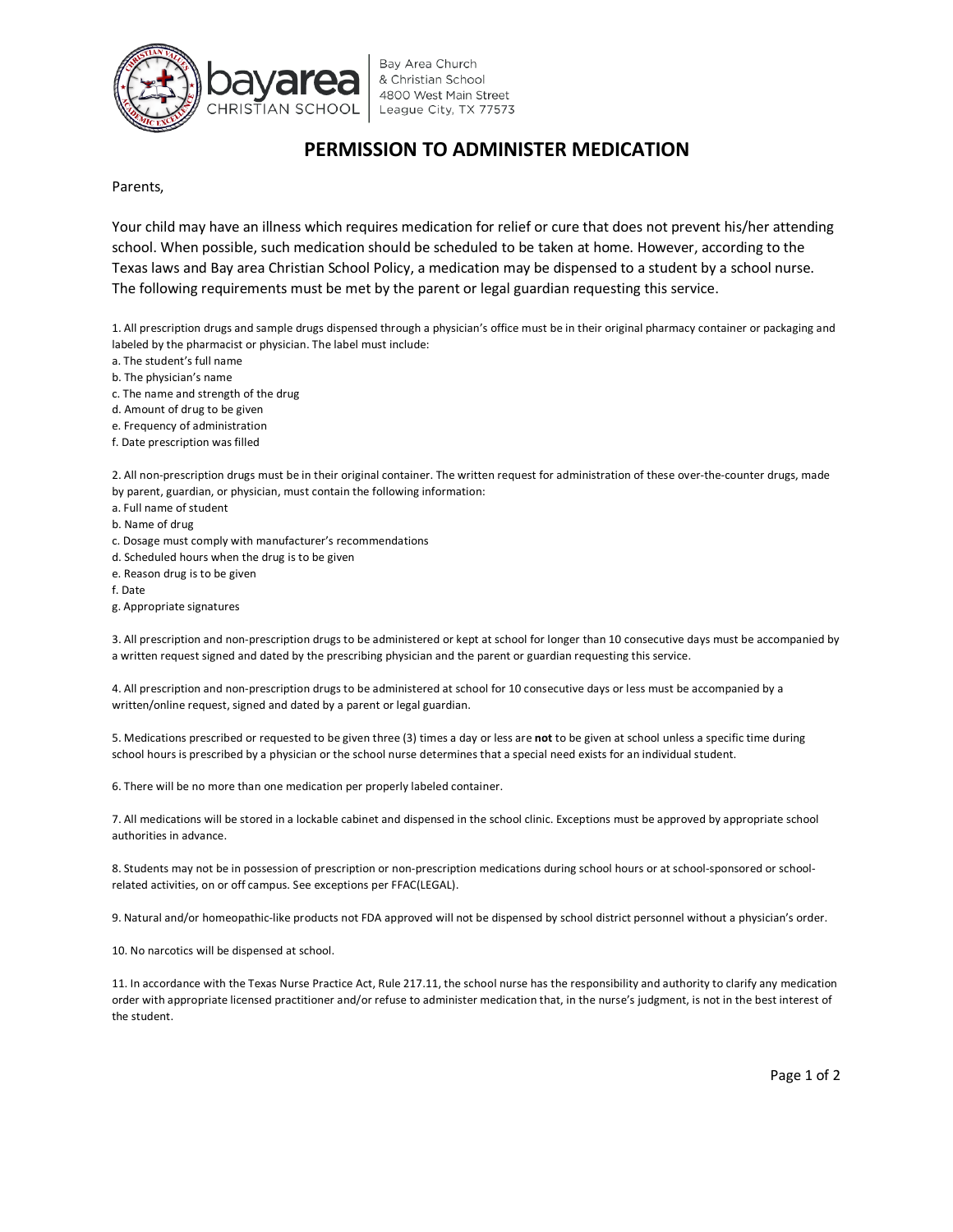Bay Area Church
& Christian School
4800 West Main Street
League City, TX 77573

# PERMISSION TO ADMINISTER MEDICATION

Parents,

Your child may have an illness which requires medication for relief or cure that does not prevent his/her attending school. When possible, such medication should be scheduled to be taken at home. However, according to the Texas laws and Bay area Christian School Policy, a medication may be dispensed to a student by a school nurse. The following requirements must be met by the parent or legal guardian requesting this service.

1. All prescription drugs and sample drugs dispensed through a physician's office must be in their original pharmacy container or packaging and labeled by the pharmacist or physician. The label must include:
a. The student's full name
b. The physician's name
c. The name and strength of the drug
d. Amount of drug to be given
e. Frequency of administration
f. Date prescription was filled

2. All non-prescription drugs must be in their original container. The written request for administration of these over-the-counter drugs, made by parent, guardian, or physician, must contain the following information:
a. Full name of student
b. Name of drug
c. Dosage must comply with manufacturer's recommendations
d. Scheduled hours when the drug is to be given
e. Reason drug is to be given
f. Date
g. Appropriate signatures

3. All prescription and non-prescription drugs to be administered or kept at school for longer than 10 consecutive days must be accompanied by a written request signed and dated by the prescribing physician and the parent or guardian requesting this service.

4. All prescription and non-prescription drugs to be administered at school for 10 consecutive days or less must be accompanied by a written/online request, signed and dated by a parent or legal guardian.

5. Medications prescribed or requested to be given three (3) times a day or less are **not** to be given at school unless a specific time during school hours is prescribed by a physician or the school nurse determines that a special need exists for an individual student.

6. There will be no more than one medication per properly labeled container.

7. All medications will be stored in a lockable cabinet and dispensed in the school clinic. Exceptions must be approved by appropriate school authorities in advance.

8. Students may not be in possession of prescription or non-prescription medications during school hours or at school-sponsored or school-related activities, on or off campus. See exceptions per FFAC(LEGAL).

9. Natural and/or homeopathic-like products not FDA approved will not be dispensed by school district personnel without a physician's order.

10. No narcotics will be dispensed at school.

11. In accordance with the Texas Nurse Practice Act, Rule 217.11, the school nurse has the responsibility and authority to clarify any medication order with appropriate licensed practitioner and/or refuse to administer medication that, in the nurse's judgment, is not in the best interest of the student.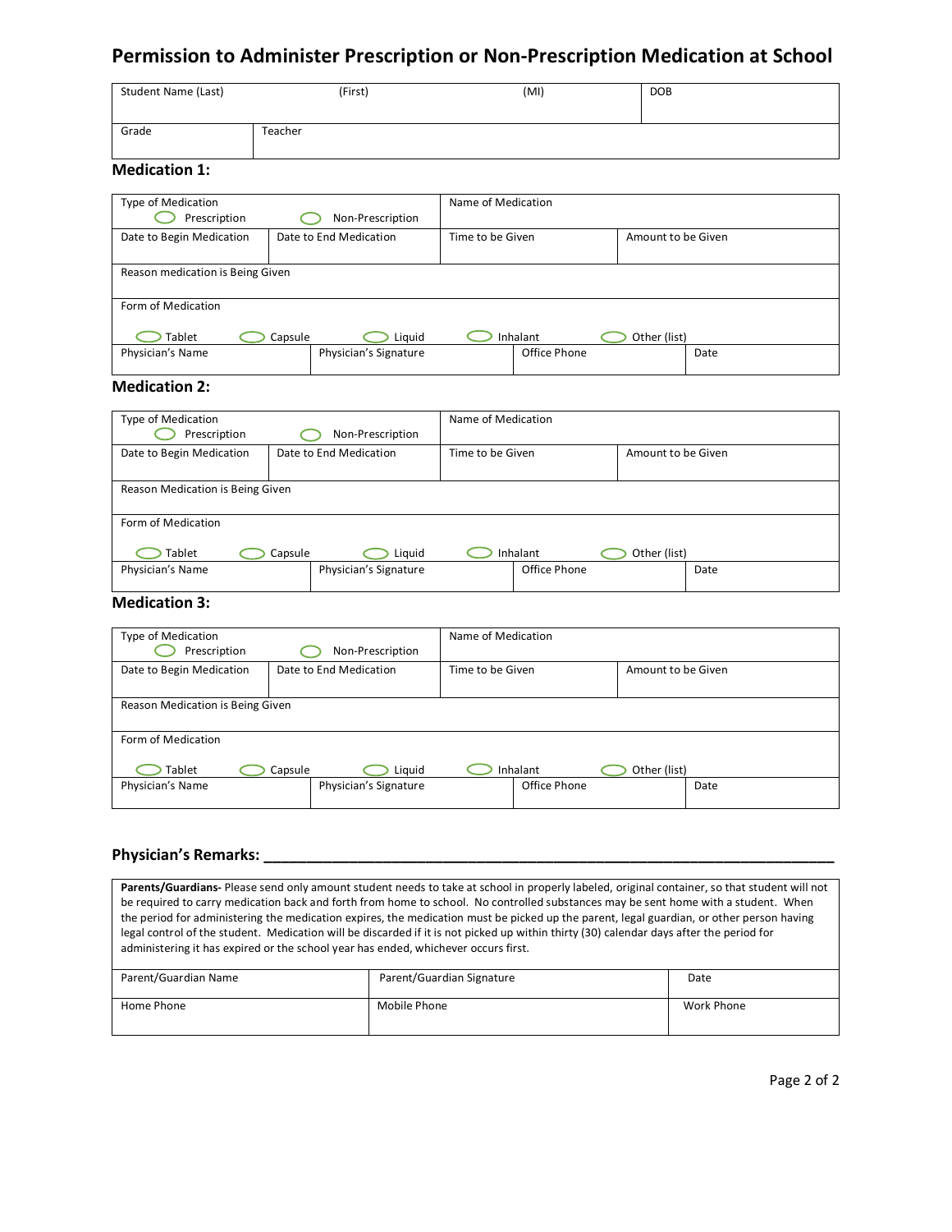# Permission to Administer Prescription or Non-Prescription Medication at School

| Student Name (Last) | (First) | (MI) | DOB |
|---|---|---|---|
| Grade | Teacher | | |

## Medication 1:

| Type of Medication ◯ Prescription ◯ Non-Prescription | | Name of Medication | |
|---|---|---|---|
| Date to Begin Medication | Date to End Medication | Time to be Given | Amount to be Given |
| Reason medication is Being Given | | | |
| Form of Medication ◯ Tablet ◯ Capsule ◯ Liquid ◯ Inhalant ◯ Other (list) | | | |
| Physician's Name | Physician's Signature | Office Phone | Date |

## Medication 2:

| Type of Medication ◯ Prescription ◯ Non-Prescription | | Name of Medication | |
|---|---|---|---|
| Date to Begin Medication | Date to End Medication | Time to be Given | Amount to be Given |
| Reason Medication is Being Given | | | |
| Form of Medication ◯ Tablet ◯ Capsule ◯ Liquid ◯ Inhalant ◯ Other (list) | | | |
| Physician's Name | Physician's Signature | Office Phone | Date |

## Medication 3:

| Type of Medication ◯ Prescription ◯ Non-Prescription | | Name of Medication | |
|---|---|---|---|
| Date to Begin Medication | Date to End Medication | Time to be Given | Amount to be Given |
| Reason Medication is Being Given | | | |
| Form of Medication ◯ Tablet ◯ Capsule ◯ Liquid ◯ Inhalant ◯ Other (list) | | | |
| Physician's Name | Physician's Signature | Office Phone | Date |

**Physician's Remarks: ______________________________________________________________**

**Parents/Guardians-** Please send only amount student needs to take at school in properly labeled, original container, so that student will not be required to carry medication back and forth from home to school. No controlled substances may be sent home with a student. When the period for administering the medication expires, the medication must be picked up the parent, legal guardian, or other person having legal control of the student. Medication will be discarded if it is not picked up within thirty (30) calendar days after the period for administering it has expired or the school year has ended, whichever occurs first.

| Parent/Guardian Name | Parent/Guardian Signature | Date |
|---|---|---|
| Home Phone | Mobile Phone | Work Phone |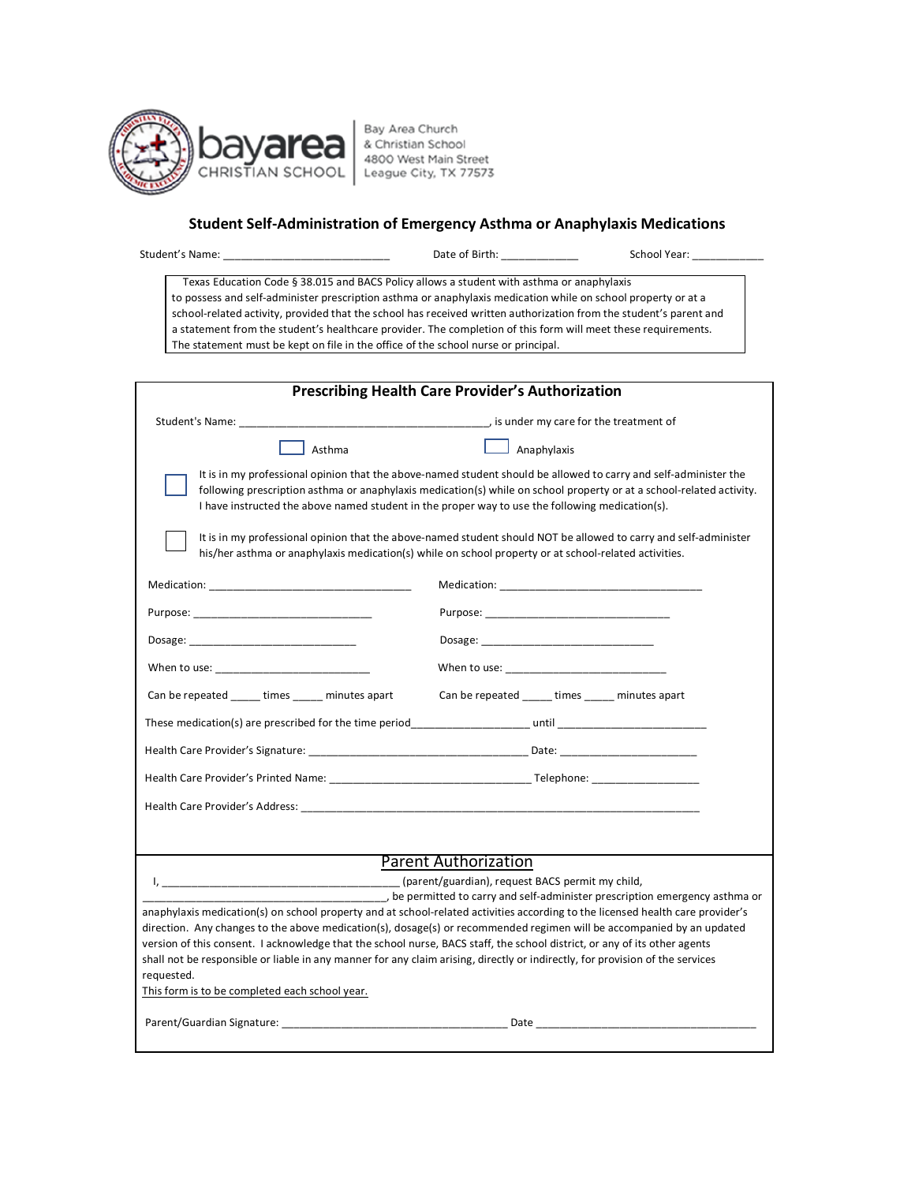bayarea CHRISTIAN SCHOOL

Bay Area Church
& Christian School
4800 West Main Street
League City, TX 77573

## Student Self-Administration of Emergency Asthma or Anaphylaxis Medications

Student's Name: ___________________________ Date of Birth: ____________ School Year: ____________

Texas Education Code § 38.015 and BACS Policy allows a student with asthma or anaphylaxis to possess and self-administer prescription asthma or anaphylaxis medication while on school property or at a school-related activity, provided that the school has received written authorization from the student's parent and a statement from the student's healthcare provider. The completion of this form will meet these requirements. The statement must be kept on file in the office of the school nurse or principal.

### Prescribing Health Care Provider's Authorization

Student's Name: __________________________________________, is under my care for the treatment of

☐ Asthma ☐ Anaphylaxis

☐ It is in my professional opinion that the above-named student should be allowed to carry and self-administer the following prescription asthma or anaphylaxis medication(s) while on school property or at a school-related activity. I have instructed the above named student in the proper way to use the following medication(s).

☐ It is in my professional opinion that the above-named student should NOT be allowed to carry and self-administer his/her asthma or anaphylaxis medication(s) while on school property or at school-related activities.

Medication: __________________________________ Medication: __________________________________

Purpose: ______________________________ Purpose: _______________________________

Dosage: ____________________________ Dosage: _____________________________

When to use: __________________________ When to use: ___________________________

Can be repeated _____ times _____ minutes apart Can be repeated _____ times _____ minutes apart

These medication(s) are prescribed for the time period___________________ until ________________________

Health Care Provider's Signature: ____________________________________ Date: ______________________

Health Care Provider's Printed Name: _________________________________ Telephone: _________________

Health Care Provider's Address: ____________________________________________________________________

### Parent Authorization

I, ________________________________________ (parent/guardian), request BACS permit my child, ________________________________________, be permitted to carry and self-administer prescription emergency asthma or anaphylaxis medication(s) on school property and at school-related activities according to the licensed health care provider's direction. Any changes to the above medication(s), dosage(s) or recommended regimen will be accompanied by an updated version of this consent. I acknowledge that the school nurse, BACS staff, the school district, or any of its other agents shall not be responsible or liable in any manner for any claim arising, directly or indirectly, for provision of the services requested.

This form is to be completed each school year.

Parent/Guardian Signature: _____________________________________ Date _____________________________________